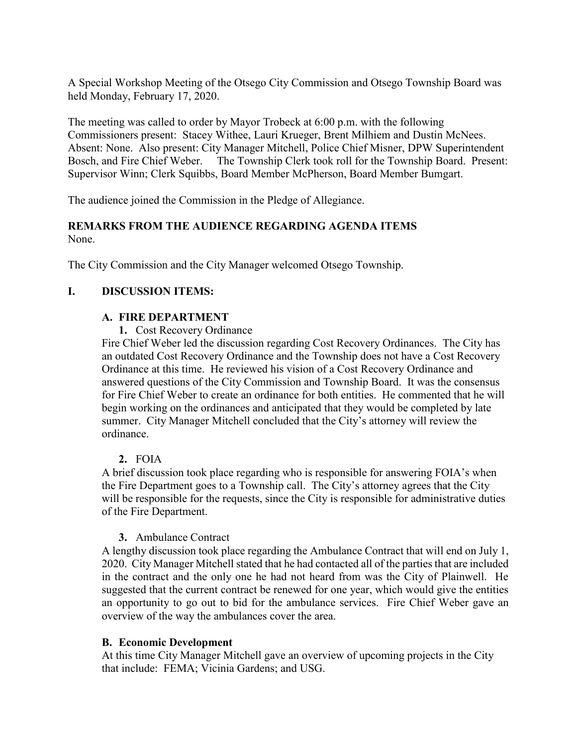A Special Workshop Meeting of the Otsego City Commission and Otsego Township Board was held Monday, February 17, 2020.

The meeting was called to order by Mayor Trobeck at 6:00 p.m. with the following Commissioners present: Stacey Withee, Lauri Krueger, Brent Milhiem and Dustin McNees. Absent: None. Also present: City Manager Mitchell, Police Chief Misner, DPW Superintendent Bosch, and Fire Chief Weber. The Township Clerk took roll for the Township Board. Present: Supervisor Winn; Clerk Squibbs, Board Member McPherson, Board Member Bumgart.

The audience joined the Commission in the Pledge of Allegiance.

**REMARKS FROM THE AUDIENCE REGARDING AGENDA ITEMS**
None.

The City Commission and the City Manager welcomed Otsego Township.

## I. DISCUSSION ITEMS:

### A. FIRE DEPARTMENT

1. Cost Recovery Ordinance

Fire Chief Weber led the discussion regarding Cost Recovery Ordinances. The City has an outdated Cost Recovery Ordinance and the Township does not have a Cost Recovery Ordinance at this time. He reviewed his vision of a Cost Recovery Ordinance and answered questions of the City Commission and Township Board. It was the consensus for Fire Chief Weber to create an ordinance for both entities. He commented that he will begin working on the ordinances and anticipated that they would be completed by late summer. City Manager Mitchell concluded that the City's attorney will review the ordinance.

2. FOIA

A brief discussion took place regarding who is responsible for answering FOIA's when the Fire Department goes to a Township call. The City's attorney agrees that the City will be responsible for the requests, since the City is responsible for administrative duties of the Fire Department.

3. Ambulance Contract

A lengthy discussion took place regarding the Ambulance Contract that will end on July 1, 2020. City Manager Mitchell stated that he had contacted all of the parties that are included in the contract and the only one he had not heard from was the City of Plainwell. He suggested that the current contract be renewed for one year, which would give the entities an opportunity to go out to bid for the ambulance services. Fire Chief Weber gave an overview of the way the ambulances cover the area.

### B. Economic Development

At this time City Manager Mitchell gave an overview of upcoming projects in the City that include: FEMA; Vicinia Gardens; and USG.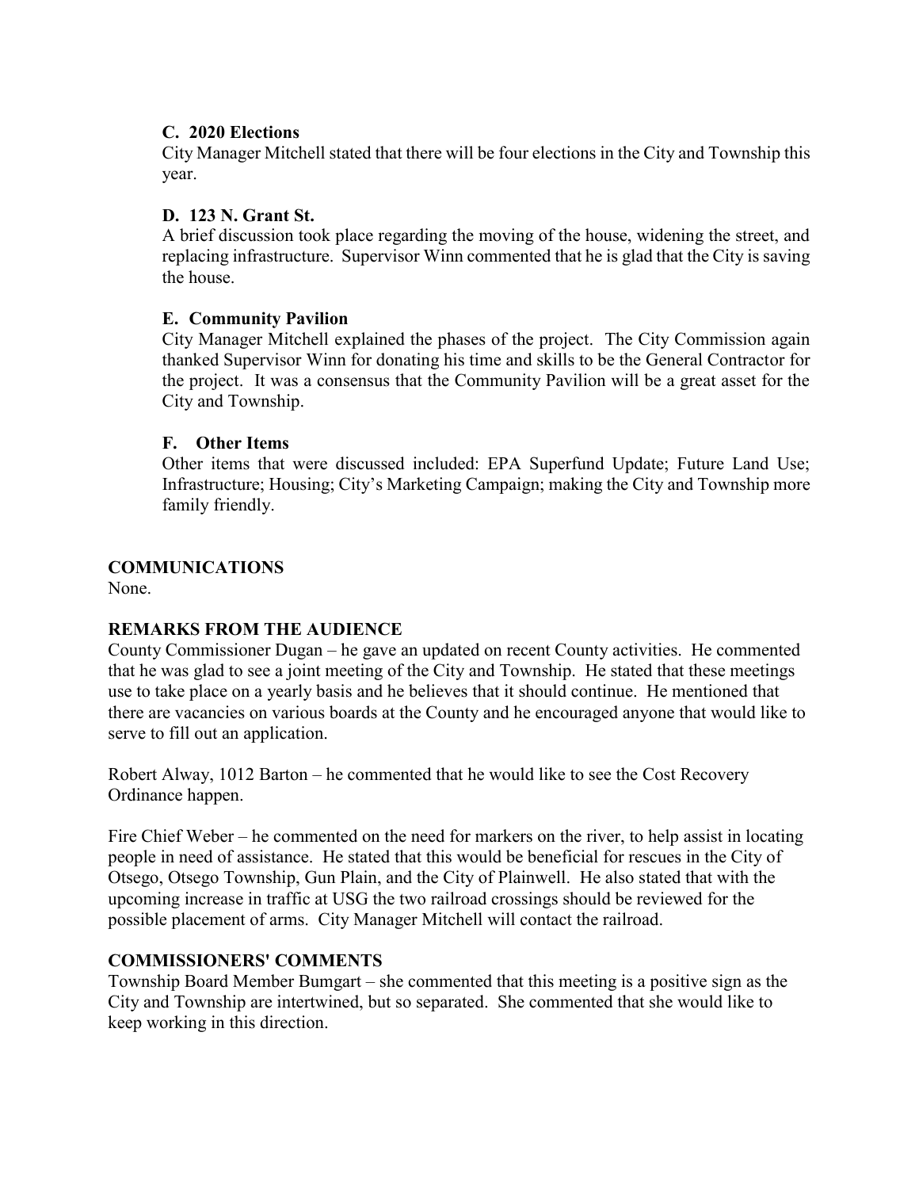### C. 2020 Elections

City Manager Mitchell stated that there will be four elections in the City and Township this year.

### D. 123 N. Grant St.

A brief discussion took place regarding the moving of the house, widening the street, and replacing infrastructure. Supervisor Winn commented that he is glad that the City is saving the house.

### E. Community Pavilion

City Manager Mitchell explained the phases of the project. The City Commission again thanked Supervisor Winn for donating his time and skills to be the General Contractor for the project. It was a consensus that the Community Pavilion will be a great asset for the City and Township.

### F. Other Items

Other items that were discussed included: EPA Superfund Update; Future Land Use; Infrastructure; Housing; City's Marketing Campaign; making the City and Township more family friendly.

## COMMUNICATIONS

None.

## REMARKS FROM THE AUDIENCE

County Commissioner Dugan – he gave an updated on recent County activities. He commented that he was glad to see a joint meeting of the City and Township. He stated that these meetings use to take place on a yearly basis and he believes that it should continue. He mentioned that there are vacancies on various boards at the County and he encouraged anyone that would like to serve to fill out an application.

Robert Alway, 1012 Barton – he commented that he would like to see the Cost Recovery Ordinance happen.

Fire Chief Weber – he commented on the need for markers on the river, to help assist in locating people in need of assistance. He stated that this would be beneficial for rescues in the City of Otsego, Otsego Township, Gun Plain, and the City of Plainwell. He also stated that with the upcoming increase in traffic at USG the two railroad crossings should be reviewed for the possible placement of arms. City Manager Mitchell will contact the railroad.

## COMMISSIONERS' COMMENTS

Township Board Member Bumgart – she commented that this meeting is a positive sign as the City and Township are intertwined, but so separated. She commented that she would like to keep working in this direction.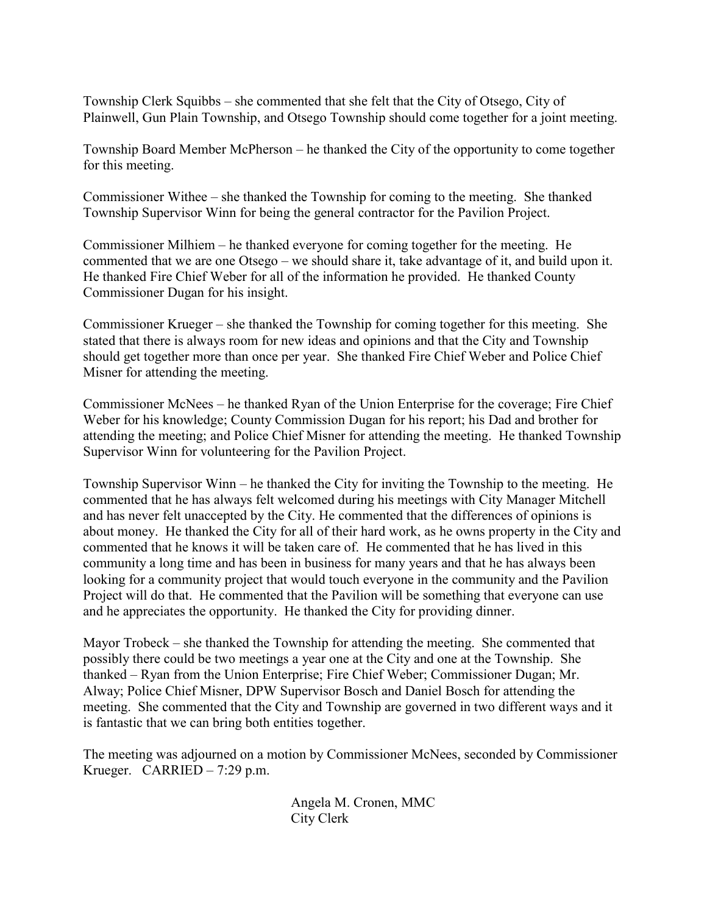Township Clerk Squibbs – she commented that she felt that the City of Otsego, City of Plainwell, Gun Plain Township, and Otsego Township should come together for a joint meeting.

Township Board Member McPherson – he thanked the City of the opportunity to come together for this meeting.

Commissioner Withee – she thanked the Township for coming to the meeting. She thanked Township Supervisor Winn for being the general contractor for the Pavilion Project.

Commissioner Milhiem – he thanked everyone for coming together for the meeting. He commented that we are one Otsego – we should share it, take advantage of it, and build upon it. He thanked Fire Chief Weber for all of the information he provided. He thanked County Commissioner Dugan for his insight.

Commissioner Krueger – she thanked the Township for coming together for this meeting. She stated that there is always room for new ideas and opinions and that the City and Township should get together more than once per year. She thanked Fire Chief Weber and Police Chief Misner for attending the meeting.

Commissioner McNees – he thanked Ryan of the Union Enterprise for the coverage; Fire Chief Weber for his knowledge; County Commission Dugan for his report; his Dad and brother for attending the meeting; and Police Chief Misner for attending the meeting. He thanked Township Supervisor Winn for volunteering for the Pavilion Project.

Township Supervisor Winn – he thanked the City for inviting the Township to the meeting. He commented that he has always felt welcomed during his meetings with City Manager Mitchell and has never felt unaccepted by the City. He commented that the differences of opinions is about money. He thanked the City for all of their hard work, as he owns property in the City and commented that he knows it will be taken care of. He commented that he has lived in this community a long time and has been in business for many years and that he has always been looking for a community project that would touch everyone in the community and the Pavilion Project will do that. He commented that the Pavilion will be something that everyone can use and he appreciates the opportunity. He thanked the City for providing dinner.

Mayor Trobeck – she thanked the Township for attending the meeting. She commented that possibly there could be two meetings a year one at the City and one at the Township. She thanked – Ryan from the Union Enterprise; Fire Chief Weber; Commissioner Dugan; Mr. Alway; Police Chief Misner, DPW Supervisor Bosch and Daniel Bosch for attending the meeting. She commented that the City and Township are governed in two different ways and it is fantastic that we can bring both entities together.

The meeting was adjourned on a motion by Commissioner McNees, seconded by Commissioner Krueger. CARRIED – 7:29 p.m.

Angela M. Cronen, MMC  
City Clerk